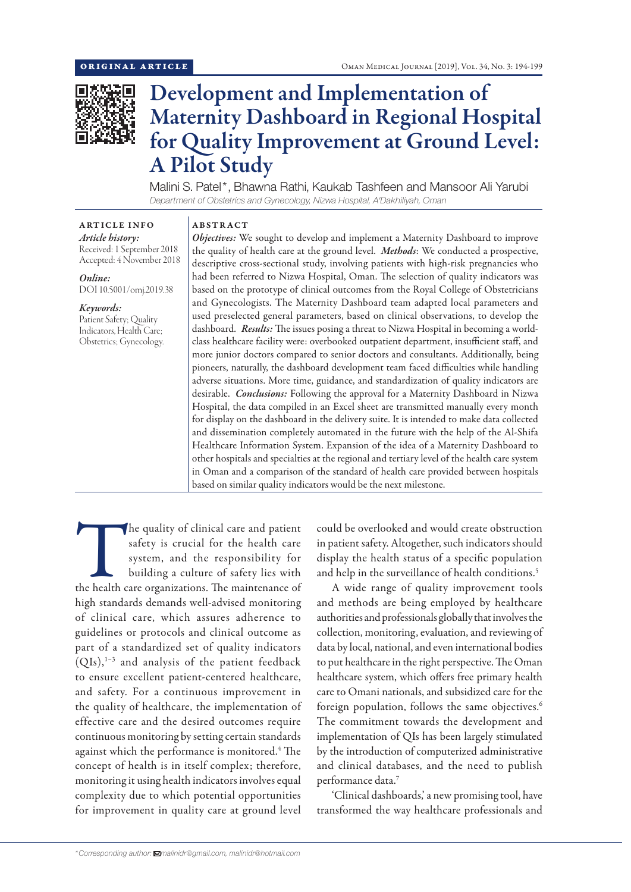ORIGINAL ARTICLE

# Development and Implementation of Maternity Dashboard in Regional Hospital for Quality Improvement at Ground Level: A Pilot Study

Malini S. Patel*, Bhawna Rathi, Kaukab Tashfeen and Mansoor Ali Yarubi

*Department of Obstetrics and Gynecology, Nizwa Hospital, A'Dakhiliyah, Oman*

**ARTICLE INFO**

*Article history:*
Received: 1 September 2018
Accepted: 4 November 2018

*Online:*
DOI 10.5001/omj.2019.38

*Keywords:*
Patient Safety; Quality Indicators, Health Care; Obstetrics; Gynecology.

**ABSTRACT**

***Objectives:*** We sought to develop and implement a Maternity Dashboard to improve the quality of health care at the ground level. ***Methods***: We conducted a prospective, descriptive cross-sectional study, involving patients with high-risk pregnancies who had been referred to Nizwa Hospital, Oman. The selection of quality indicators was based on the prototype of clinical outcomes from the Royal College of Obstetricians and Gynecologists. The Maternity Dashboard team adapted local parameters and used preselected general parameters, based on clinical observations, to develop the dashboard. ***Results:*** The issues posing a threat to Nizwa Hospital in becoming a world-class healthcare facility were: overbooked outpatient department, insufficient staff, and more junior doctors compared to senior doctors and consultants. Additionally, being pioneers, naturally, the dashboard development team faced difficulties while handling adverse situations. More time, guidance, and standardization of quality indicators are desirable. ***Conclusions:*** Following the approval for a Maternity Dashboard in Nizwa Hospital, the data compiled in an Excel sheet are transmitted manually every month for display on the dashboard in the delivery suite. It is intended to make data collected and dissemination completely automated in the future with the help of the Al-Shifa Healthcare Information System. Expansion of the idea of a Maternity Dashboard to other hospitals and specialties at the regional and tertiary level of the health care system in Oman and a comparison of the standard of health care provided between hospitals based on similar quality indicators would be the next milestone.

The quality of clinical care and patient safety is crucial for the health care system, and the responsibility for building a culture of safety lies with the health care organizations. The maintenance of high standards demands well-advised monitoring of clinical care, which assures adherence to guidelines or protocols and clinical outcome as part of a standardized set of quality indicators (QIs),[1–3] and analysis of the patient feedback to ensure excellent patient-centered healthcare, and safety. For a continuous improvement in the quality of healthcare, the implementation of effective care and the desired outcomes require continuous monitoring by setting certain standards against which the performance is monitored.[4] The concept of health is in itself complex; therefore, monitoring it using health indicators involves equal complexity due to which potential opportunities for improvement in quality care at ground level could be overlooked and would create obstruction in patient safety. Altogether, such indicators should display the health status of a specific population and help in the surveillance of health conditions.[5]

A wide range of quality improvement tools and methods are being employed by healthcare authorities and professionals globally that involves the collection, monitoring, evaluation, and reviewing of data by local, national, and even international bodies to put healthcare in the right perspective. The Oman healthcare system, which offers free primary health care to Omani nationals, and subsidized care for the foreign population, follows the same objectives.[6] The commitment towards the development and implementation of QIs has been largely stimulated by the introduction of computerized administrative and clinical databases, and the need to publish performance data.[7]

'Clinical dashboards,' a new promising tool, have transformed the way healthcare professionals and

*Corresponding author: malinidr@gmail.com, malinidr@hotmail.com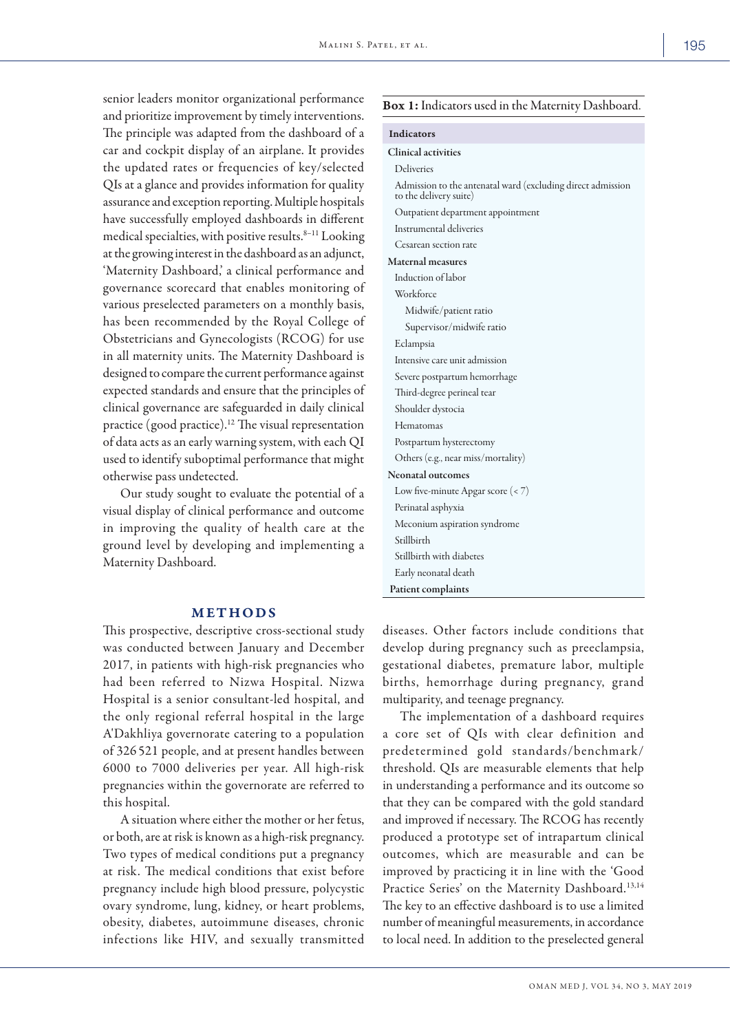senior leaders monitor organizational performance and prioritize improvement by timely interventions. The principle was adapted from the dashboard of a car and cockpit display of an airplane. It provides the updated rates or frequencies of key/selected QIs at a glance and provides information for quality assurance and exception reporting. Multiple hospitals have successfully employed dashboards in different medical specialties, with positive results.[8–11] Looking at the growing interest in the dashboard as an adjunct, 'Maternity Dashboard,' a clinical performance and governance scorecard that enables monitoring of various preselected parameters on a monthly basis, has been recommended by the Royal College of Obstetricians and Gynecologists (RCOG) for use in all maternity units. The Maternity Dashboard is designed to compare the current performance against expected standards and ensure that the principles of clinical governance are safeguarded in daily clinical practice (good practice).[12] The visual representation of data acts as an early warning system, with each QI used to identify suboptimal performance that might otherwise pass undetected.

Our study sought to evaluate the potential of a visual display of clinical performance and outcome in improving the quality of health care at the ground level by developing and implementing a Maternity Dashboard.

**Box 1:** Indicators used in the Maternity Dashboard.

| Indicators |
|---|
| **Clinical activities** |
| Deliveries |
| Admission to the antenatal ward (excluding direct admission to the delivery suite) |
| Outpatient department appointment |
| Instrumental deliveries |
| Cesarean section rate |
| **Maternal measures** |
| Induction of labor |
| Workforce |
| Midwife/patient ratio |
| Supervisor/midwife ratio |
| Eclampsia |
| Intensive care unit admission |
| Severe postpartum hemorrhage |
| Third-degree perineal tear |
| Shoulder dystocia |
| Hematomas |
| Postpartum hysterectomy |
| Others (e.g., near miss/mortality) |
| **Neonatal outcomes** |
| Low five-minute Apgar score (< 7) |
| Perinatal asphyxia |
| Meconium aspiration syndrome |
| Stillbirth |
| Stillbirth with diabetes |
| Early neonatal death |
| **Patient complaints** |

## METHODS

This prospective, descriptive cross-sectional study was conducted between January and December 2017, in patients with high-risk pregnancies who had been referred to Nizwa Hospital. Nizwa Hospital is a senior consultant-led hospital, and the only regional referral hospital in the large A'Dakhliya governorate catering to a population of 326 521 people, and at present handles between 6000 to 7000 deliveries per year. All high-risk pregnancies within the governorate are referred to this hospital.

A situation where either the mother or her fetus, or both, are at risk is known as a high-risk pregnancy. Two types of medical conditions put a pregnancy at risk. The medical conditions that exist before pregnancy include high blood pressure, polycystic ovary syndrome, lung, kidney, or heart problems, obesity, diabetes, autoimmune diseases, chronic infections like HIV, and sexually transmitted diseases. Other factors include conditions that develop during pregnancy such as preeclampsia, gestational diabetes, premature labor, multiple births, hemorrhage during pregnancy, grand multiparity, and teenage pregnancy.

The implementation of a dashboard requires a core set of QIs with clear definition and predetermined gold standards/benchmark/threshold. QIs are measurable elements that help in understanding a performance and its outcome so that they can be compared with the gold standard and improved if necessary. The RCOG has recently produced a prototype set of intrapartum clinical outcomes, which are measurable and can be improved by practicing it in line with the 'Good Practice Series' on the Maternity Dashboard.[13,14] The key to an effective dashboard is to use a limited number of meaningful measurements, in accordance to local need. In addition to the preselected general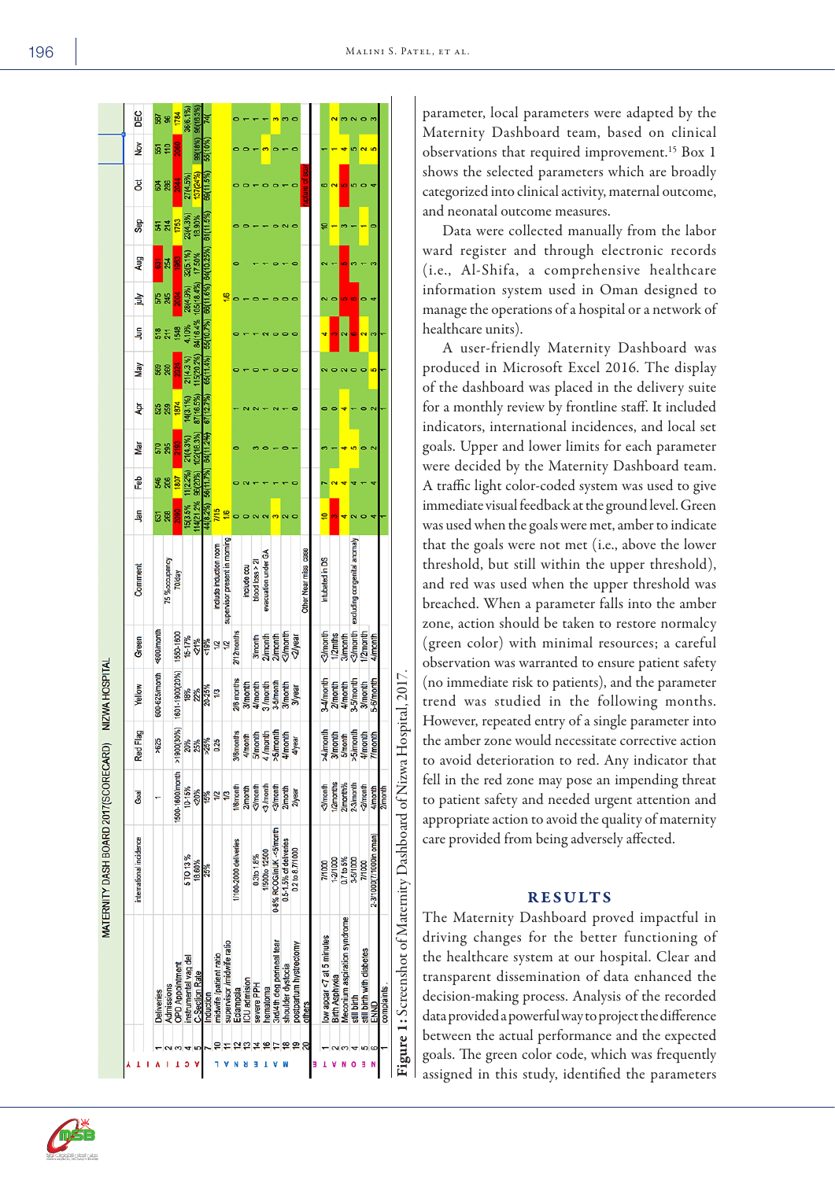Figure 1: Screenshot of Maternity Dashboard of Nizwa Hospital, 2017.

parameter, local parameters were adapted by the Maternity Dashboard team, based on clinical observations that required improvement.[15] Box 1 shows the selected parameters which are broadly categorized into clinical activity, maternal outcome, and neonatal outcome measures.

Data were collected manually from the labor ward register and through electronic records (i.e., Al-Shifa, a comprehensive healthcare information system used in Oman designed to manage the operations of a hospital or a network of healthcare units).

A user-friendly Maternity Dashboard was produced in Microsoft Excel 2016. The display of the dashboard was placed in the delivery suite for a monthly review by frontline staff. It included indicators, international incidences, and local set goals. Upper and lower limits for each parameter were decided by the Maternity Dashboard team. A traffic light color-coded system was used to give immediate visual feedback at the ground level. Green was used when the goals were met, amber to indicate that the goals were not met (i.e., above the lower threshold, but still within the upper threshold), and red was used when the upper threshold was breached. When a parameter falls into the amber zone, action should be taken to restore normalcy (green color) with minimal resources; a careful observation was warranted to ensure patient safety (no immediate risk to patients), and the parameter trend was studied in the following months. However, repeated entry of a single parameter into the amber zone would necessitate corrective action to avoid deterioration to red. Any indicator that fell in the red zone may pose an impending threat to patient safety and needed urgent attention and appropriate action to avoid the quality of maternity care provided from being adversely affected.

## RESULTS

The Maternity Dashboard proved impactful in driving changes for the better functioning of the healthcare system at our hospital. Clear and transparent dissemination of data enhanced the decision-making process. Analysis of the recorded data provided a powerful way to project the difference between the actual performance and the expected goals. The green color code, which was frequently assigned in this study, identified the parameters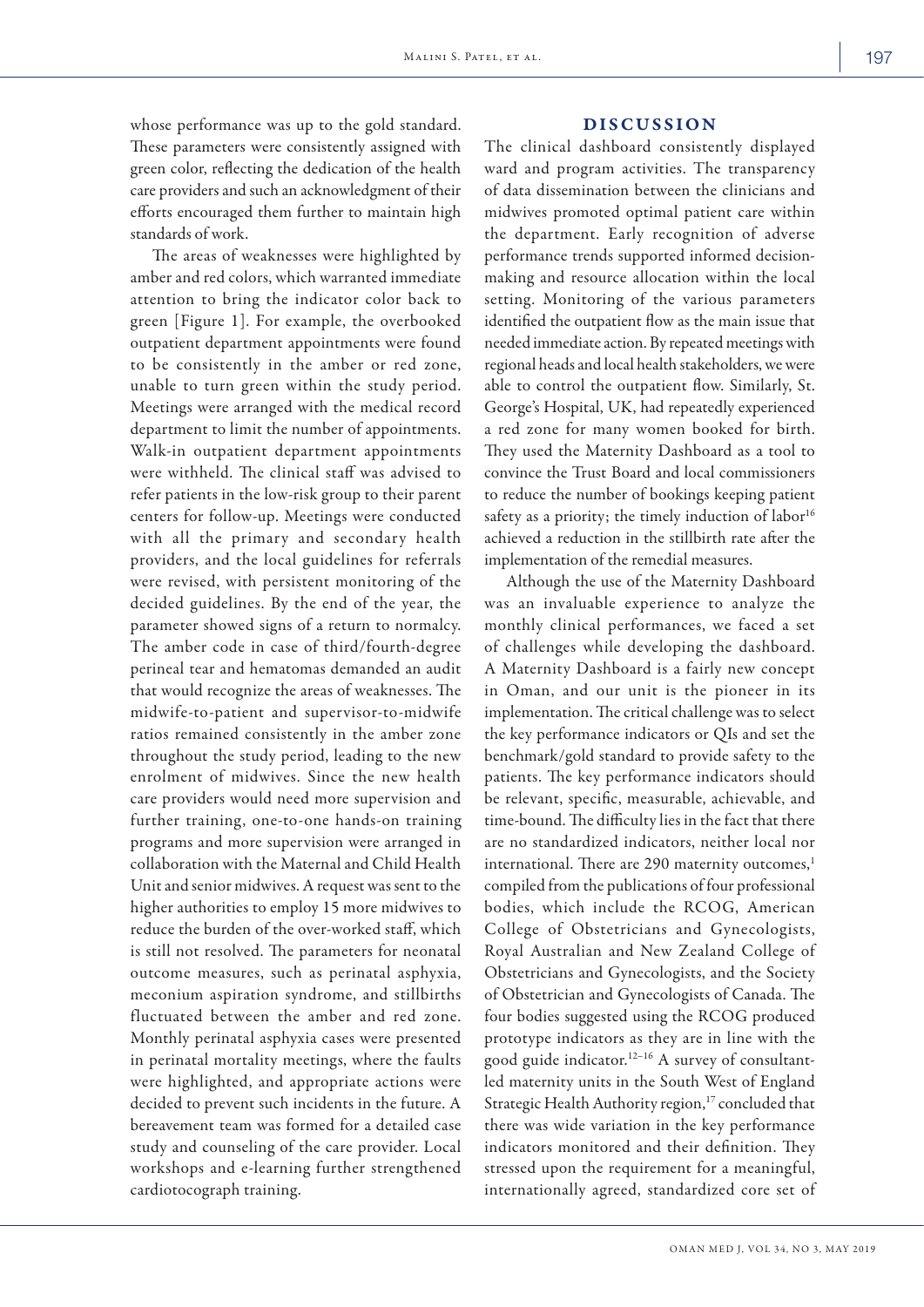whose performance was up to the gold standard. These parameters were consistently assigned with green color, reflecting the dedication of the health care providers and such an acknowledgment of their efforts encouraged them further to maintain high standards of work.

The areas of weaknesses were highlighted by amber and red colors, which warranted immediate attention to bring the indicator color back to green [Figure 1]. For example, the overbooked outpatient department appointments were found to be consistently in the amber or red zone, unable to turn green within the study period. Meetings were arranged with the medical record department to limit the number of appointments. Walk-in outpatient department appointments were withheld. The clinical staff was advised to refer patients in the low-risk group to their parent centers for follow-up. Meetings were conducted with all the primary and secondary health providers, and the local guidelines for referrals were revised, with persistent monitoring of the decided guidelines. By the end of the year, the parameter showed signs of a return to normalcy. The amber code in case of third/fourth-degree perineal tear and hematomas demanded an audit that would recognize the areas of weaknesses. The midwife-to-patient and supervisor-to-midwife ratios remained consistently in the amber zone throughout the study period, leading to the new enrolment of midwives. Since the new health care providers would need more supervision and further training, one-to-one hands-on training programs and more supervision were arranged in collaboration with the Maternal and Child Health Unit and senior midwives. A request was sent to the higher authorities to employ 15 more midwives to reduce the burden of the over-worked staff, which is still not resolved. The parameters for neonatal outcome measures, such as perinatal asphyxia, meconium aspiration syndrome, and stillbirths fluctuated between the amber and red zone. Monthly perinatal asphyxia cases were presented in perinatal mortality meetings, where the faults were highlighted, and appropriate actions were decided to prevent such incidents in the future. A bereavement team was formed for a detailed case study and counseling of the care provider. Local workshops and e-learning further strengthened cardiotocograph training.

## DISCUSSION

The clinical dashboard consistently displayed ward and program activities. The transparency of data dissemination between the clinicians and midwives promoted optimal patient care within the department. Early recognition of adverse performance trends supported informed decision-making and resource allocation within the local setting. Monitoring of the various parameters identified the outpatient flow as the main issue that needed immediate action. By repeated meetings with regional heads and local health stakeholders, we were able to control the outpatient flow. Similarly, St. George's Hospital, UK, had repeatedly experienced a red zone for many women booked for birth. They used the Maternity Dashboard as a tool to convince the Trust Board and local commissioners to reduce the number of bookings keeping patient safety as a priority; the timely induction of labor[16] achieved a reduction in the stillbirth rate after the implementation of the remedial measures.

Although the use of the Maternity Dashboard was an invaluable experience to analyze the monthly clinical performances, we faced a set of challenges while developing the dashboard. A Maternity Dashboard is a fairly new concept in Oman, and our unit is the pioneer in its implementation. The critical challenge was to select the key performance indicators or QIs and set the benchmark/gold standard to provide safety to the patients. The key performance indicators should be relevant, specific, measurable, achievable, and time-bound. The difficulty lies in the fact that there are no standardized indicators, neither local nor international. There are 290 maternity outcomes,[1] compiled from the publications of four professional bodies, which include the RCOG, American College of Obstetricians and Gynecologists, Royal Australian and New Zealand College of Obstetricians and Gynecologists, and the Society of Obstetrician and Gynecologists of Canada. The four bodies suggested using the RCOG produced prototype indicators as they are in line with the good guide indicator.[12–16] A survey of consultant-led maternity units in the South West of England Strategic Health Authority region,[17] concluded that there was wide variation in the key performance indicators monitored and their definition. They stressed upon the requirement for a meaningful, internationally agreed, standardized core set of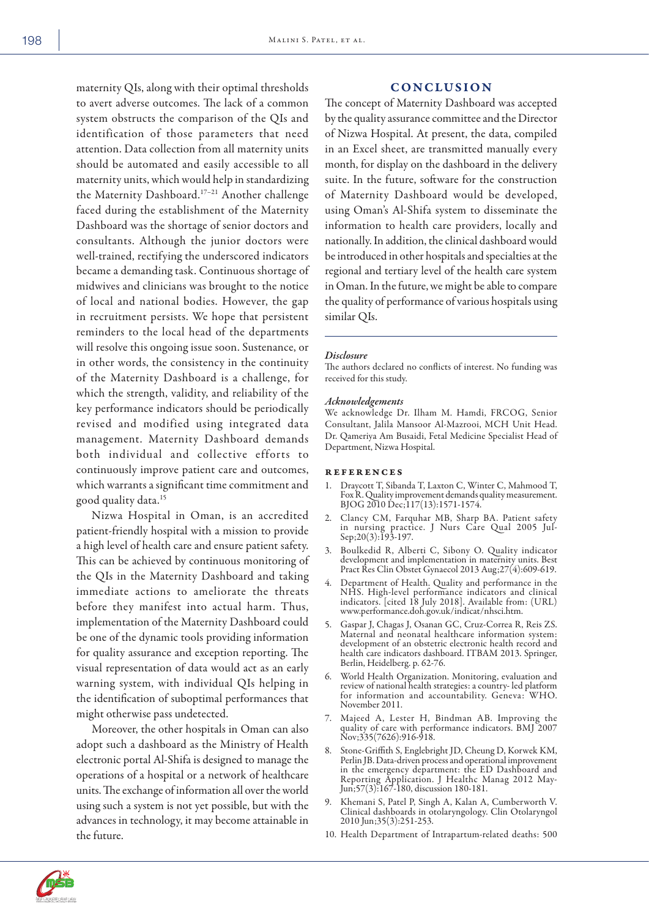maternity QIs, along with their optimal thresholds to avert adverse outcomes. The lack of a common system obstructs the comparison of the QIs and identification of those parameters that need attention. Data collection from all maternity units should be automated and easily accessible to all maternity units, which would help in standardizing the Maternity Dashboard.[17–21] Another challenge faced during the establishment of the Maternity Dashboard was the shortage of senior doctors and consultants. Although the junior doctors were well-trained, rectifying the underscored indicators became a demanding task. Continuous shortage of midwives and clinicians was brought to the notice of local and national bodies. However, the gap in recruitment persists. We hope that persistent reminders to the local head of the departments will resolve this ongoing issue soon. Sustenance, or in other words, the consistency in the continuity of the Maternity Dashboard is a challenge, for which the strength, validity, and reliability of the key performance indicators should be periodically revised and modified using integrated data management. Maternity Dashboard demands both individual and collective efforts to continuously improve patient care and outcomes, which warrants a significant time commitment and good quality data.[15]

Nizwa Hospital in Oman, is an accredited patient-friendly hospital with a mission to provide a high level of health care and ensure patient safety. This can be achieved by continuous monitoring of the QIs in the Maternity Dashboard and taking immediate actions to ameliorate the threats before they manifest into actual harm. Thus, implementation of the Maternity Dashboard could be one of the dynamic tools providing information for quality assurance and exception reporting. The visual representation of data would act as an early warning system, with individual QIs helping in the identification of suboptimal performances that might otherwise pass undetected.

Moreover, the other hospitals in Oman can also adopt such a dashboard as the Ministry of Health electronic portal Al-Shifa is designed to manage the operations of a hospital or a network of healthcare units. The exchange of information all over the world using such a system is not yet possible, but with the advances in technology, it may become attainable in the future.

## CONCLUSION

The concept of Maternity Dashboard was accepted by the quality assurance committee and the Director of Nizwa Hospital. At present, the data, compiled in an Excel sheet, are transmitted manually every month, for display on the dashboard in the delivery suite. In the future, software for the construction of Maternity Dashboard would be developed, using Oman's Al-Shifa system to disseminate the information to health care providers, locally and nationally. In addition, the clinical dashboard would be introduced in other hospitals and specialties at the regional and tertiary level of the health care system in Oman. In the future, we might be able to compare the quality of performance of various hospitals using similar QIs.

### *Disclosure*

The authors declared no conflicts of interest. No funding was received for this study.

### *Acknowledgements*

We acknowledge Dr. Ilham M. Hamdi, FRCOG, Senior Consultant, Jalila Mansoor Al-Mazrooi, MCH Unit Head. Dr. Qameriya Am Busaidi, Fetal Medicine Specialist Head of Department, Nizwa Hospital.

## REFERENCES

1. Draycott T, Sibanda T, Laxton C, Winter C, Mahmood T, Fox R. Quality improvement demands quality measurement. BJOG 2010 Dec;117(13):1571-1574.
2. Clancy CM, Farquhar MB, Sharp BA. Patient safety in nursing practice. J Nurs Care Qual 2005 Jul-Sep;20(3):193-197.
3. Boulkedid R, Alberti C, Sibony O. Quality indicator development and implementation in maternity units. Best Pract Res Clin Obstet Gynaecol 2013 Aug;27(4):609-619.
4. Department of Health. Quality and performance in the NHS. High-level performance indicators and clinical indicators. [cited 18 July 2018]. Available from: (URL) www.performance.doh.gov.uk/indicat/nhsci.htm.
5. Gaspar J, Chagas J, Osanan GC, Cruz-Correa R, Reis ZS. Maternal and neonatal healthcare information system: development of an obstetric electronic health record and health care indicators dashboard. ITBAM 2013. Springer, Berlin, Heidelberg. p. 62-76.
6. World Health Organization. Monitoring, evaluation and review of national health strategies: a country- led platform for information and accountability. Geneva: WHO. November 2011.
7. Majeed A, Lester H, Bindman AB. Improving the quality of care with performance indicators. BMJ 2007 Nov;335(7626):916-918.
8. Stone-Griffith S, Englebright JD, Cheung D, Korwek KM, Perlin JB. Data-driven process and operational improvement in the emergency department: the ED Dashboard and Reporting Application. J Healthc Manag 2012 May-Jun;57(3):167-180, discussion 180-181.
9. Khemani S, Patel P, Singh A, Kalan A, Cumberworth V. Clinical dashboards in otolaryngology. Clin Otolaryngol 2010 Jun;35(3):251-253.
10. Health Department of Intrapartum-related deaths: 500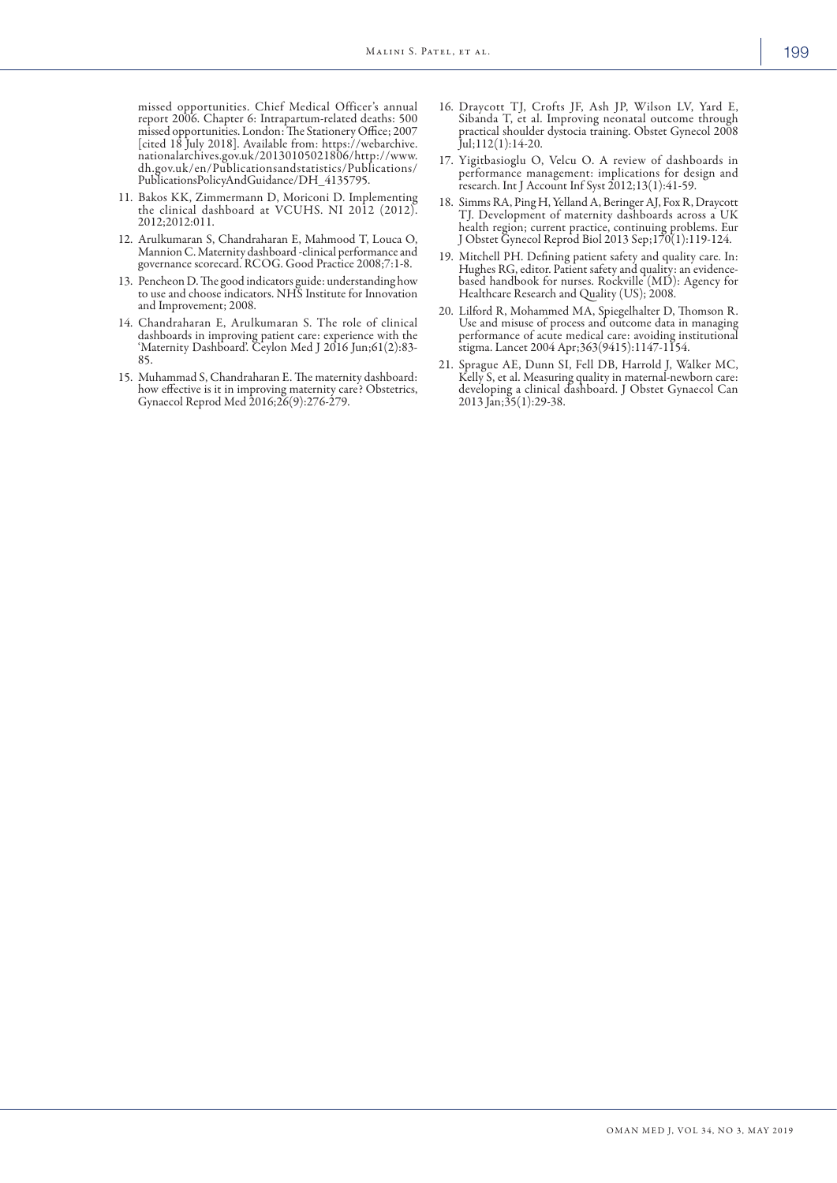missed opportunities. Chief Medical Officer's annual report 2006. Chapter 6: Intrapartum-related deaths: 500 missed opportunities. London: The Stationery Office; 2007 [cited 18 July 2018]. Available from: https://webarchive.nationalarchives.gov.uk/20130105021806/http://www.dh.gov.uk/en/Publicationsandstatistics/Publications/PublicationsPolicyAndGuidance/DH_4135795.

11. Bakos KK, Zimmermann D, Moriconi D. Implementing the clinical dashboard at VCUHS. NI 2012 (2012). 2012;2012:011.
12. Arulkumaran S, Chandraharan E, Mahmood T, Louca O, Mannion C. Maternity dashboard -clinical performance and governance scorecard. RCOG. Good Practice 2008;7:1-8.
13. Pencheon D. The good indicators guide: understanding how to use and choose indicators. NHS Institute for Innovation and Improvement; 2008.
14. Chandraharan E, Arulkumaran S. The role of clinical dashboards in improving patient care: experience with the 'Maternity Dashboard'. Ceylon Med J 2016 Jun;61(2):83-85.
15. Muhammad S, Chandraharan E. The maternity dashboard: how effective is it in improving maternity care? Obstetrics, Gynaecol Reprod Med 2016;26(9):276-279.
16. Draycott TJ, Crofts JF, Ash JP, Wilson LV, Yard E, Sibanda T, et al. Improving neonatal outcome through practical shoulder dystocia training. Obstet Gynecol 2008 Jul;112(1):14-20.
17. Yigitbasioglu O, Velcu O. A review of dashboards in performance management: implications for design and research. Int J Account Inf Syst 2012;13(1):41-59.
18. Simms RA, Ping H, Yelland A, Beringer AJ, Fox R, Draycott TJ. Development of maternity dashboards across a UK health region; current practice, continuing problems. Eur J Obstet Gynecol Reprod Biol 2013 Sep;170(1):119-124.
19. Mitchell PH. Defining patient safety and quality care. In: Hughes RG, editor. Patient safety and quality: an evidence-based handbook for nurses. Rockville (MD): Agency for Healthcare Research and Quality (US); 2008.
20. Lilford R, Mohammed MA, Spiegelhalter D, Thomson R. Use and misuse of process and outcome data in managing performance of acute medical care: avoiding institutional stigma. Lancet 2004 Apr;363(9415):1147-1154.
21. Sprague AE, Dunn SI, Fell DB, Harrold J, Walker MC, Kelly S, et al. Measuring quality in maternal-newborn care: developing a clinical dashboard. J Obstet Gynaecol Can 2013 Jan;35(1):29-38.